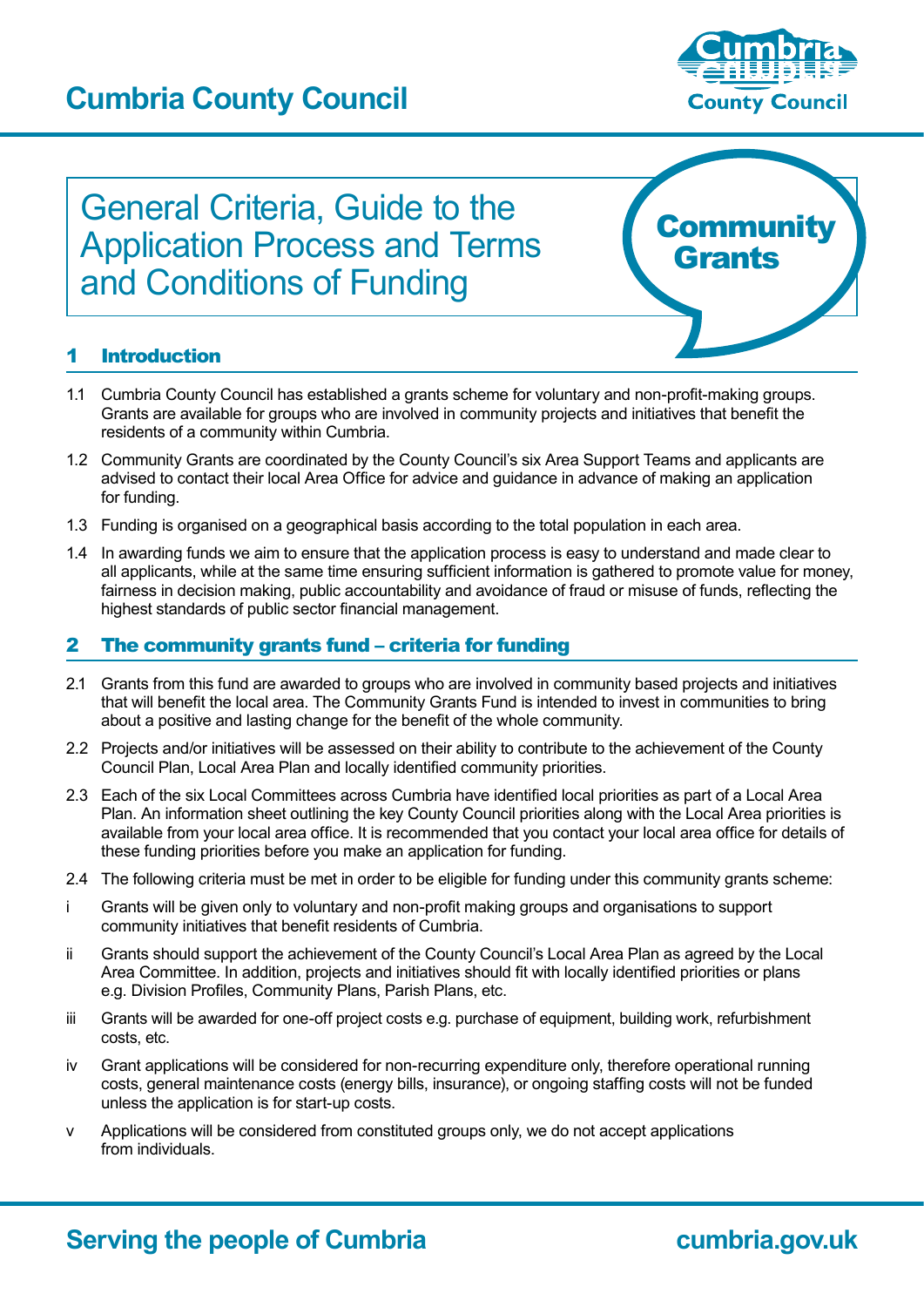# Cumbria County Council

## General Criteria, Guide to the Application Process and Terms and Conditions of Funding

**Community Grants**

## 1 Introduction

1.1 Cumbria County Council has established a grants scheme for voluntary and non-profit-making groups. Grants are available for groups who are involved in community projects and initiatives that benefit the residents of a community within Cumbria.

1.2 Community Grants are coordinated by the County Council's six Area Support Teams and applicants are advised to contact their local Area Office for advice and guidance in advance of making an application for funding.

1.3 Funding is organised on a geographical basis according to the total population in each area.

1.4 In awarding funds we aim to ensure that the application process is easy to understand and made clear to all applicants, while at the same time ensuring sufficient information is gathered to promote value for money, fairness in decision making, public accountability and avoidance of fraud or misuse of funds, reflecting the highest standards of public sector financial management.

## 2 The community grants fund – criteria for funding

2.1 Grants from this fund are awarded to groups who are involved in community based projects and initiatives that will benefit the local area. The Community Grants Fund is intended to invest in communities to bring about a positive and lasting change for the benefit of the whole community.

2.2 Projects and/or initiatives will be assessed on their ability to contribute to the achievement of the County Council Plan, Local Area Plan and locally identified community priorities.

2.3 Each of the six Local Committees across Cumbria have identified local priorities as part of a Local Area Plan. An information sheet outlining the key County Council priorities along with the Local Area priorities is available from your local area office. It is recommended that you contact your local area office for details of these funding priorities before you make an application for funding.

2.4 The following criteria must be met in order to be eligible for funding under this community grants scheme:

i Grants will be given only to voluntary and non-profit making groups and organisations to support community initiatives that benefit residents of Cumbria.

ii Grants should support the achievement of the County Council's Local Area Plan as agreed by the Local Area Committee. In addition, projects and initiatives should fit with locally identified priorities or plans e.g. Division Profiles, Community Plans, Parish Plans, etc.

iii Grants will be awarded for one-off project costs e.g. purchase of equipment, building work, refurbishment costs, etc.

iv Grant applications will be considered for non-recurring expenditure only, therefore operational running costs, general maintenance costs (energy bills, insurance), or ongoing staffing costs will not be funded unless the application is for start-up costs.

v Applications will be considered from constituted groups only, we do not accept applications from individuals.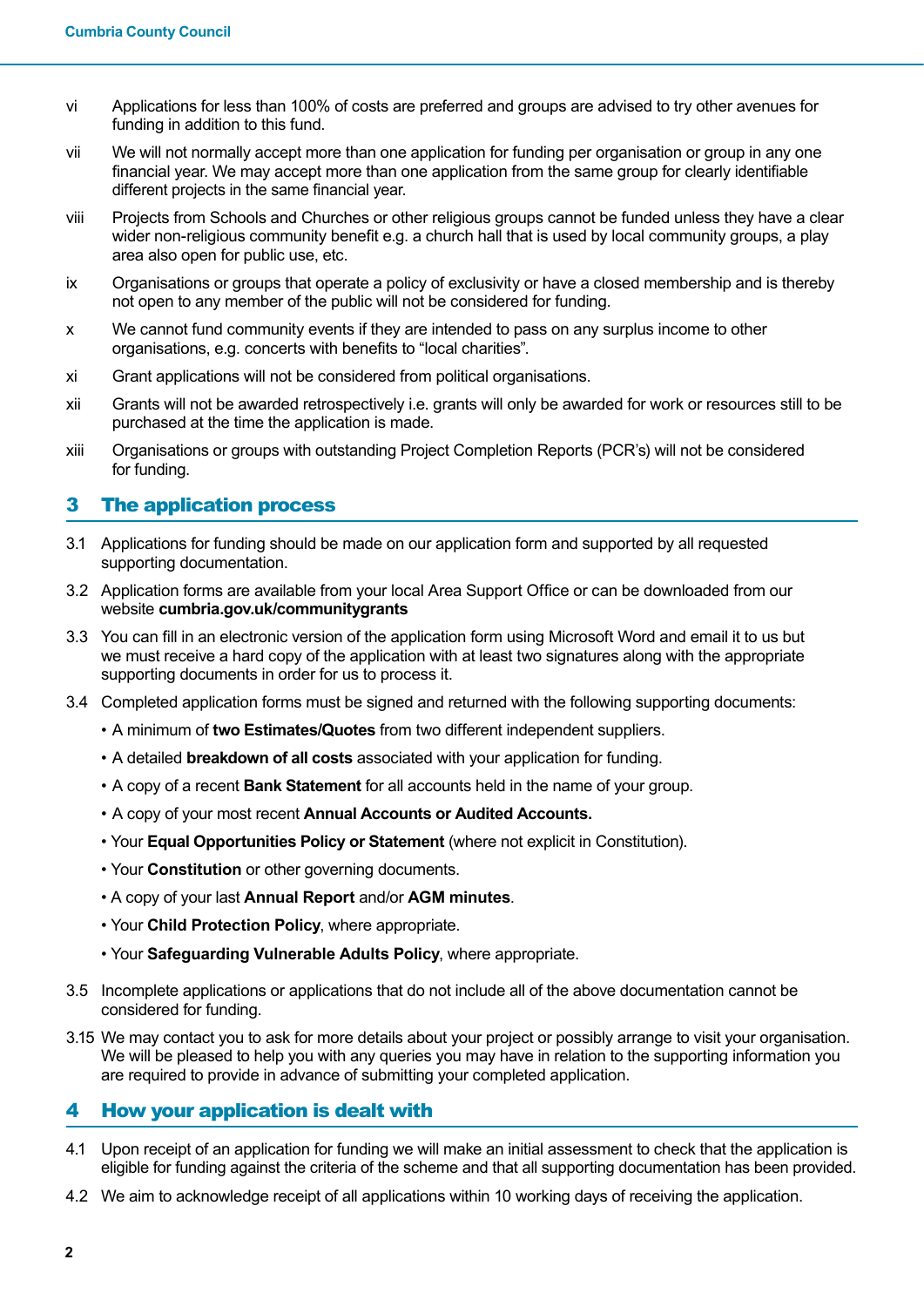vi Applications for less than 100% of costs are preferred and groups are advised to try other avenues for funding in addition to this fund.

vii We will not normally accept more than one application for funding per organisation or group in any one financial year. We may accept more than one application from the same group for clearly identifiable different projects in the same financial year.

viii Projects from Schools and Churches or other religious groups cannot be funded unless they have a clear wider non-religious community benefit e.g. a church hall that is used by local community groups, a play area also open for public use, etc.

ix Organisations or groups that operate a policy of exclusivity or have a closed membership and is thereby not open to any member of the public will not be considered for funding.

x We cannot fund community events if they are intended to pass on any surplus income to other organisations, e.g. concerts with benefits to "local charities".

xi Grant applications will not be considered from political organisations.

xii Grants will not be awarded retrospectively i.e. grants will only be awarded for work or resources still to be purchased at the time the application is made.

xiii Organisations or groups with outstanding Project Completion Reports (PCR's) will not be considered for funding.

## 3 The application process

3.1 Applications for funding should be made on our application form and supported by all requested supporting documentation.

3.2 Application forms are available from your local Area Support Office or can be downloaded from our website **cumbria.gov.uk/communitygrants**

3.3 You can fill in an electronic version of the application form using Microsoft Word and email it to us but we must receive a hard copy of the application with at least two signatures along with the appropriate supporting documents in order for us to process it.

3.4 Completed application forms must be signed and returned with the following supporting documents:

- A minimum of **two Estimates/Quotes** from two different independent suppliers.
- A detailed **breakdown of all costs** associated with your application for funding.
- A copy of a recent **Bank Statement** for all accounts held in the name of your group.
- A copy of your most recent **Annual Accounts or Audited Accounts.**
- Your **Equal Opportunities Policy or Statement** (where not explicit in Constitution).
- Your **Constitution** or other governing documents.
- A copy of your last **Annual Report** and/or **AGM minutes**.
- Your **Child Protection Policy**, where appropriate.
- Your **Safeguarding Vulnerable Adults Policy**, where appropriate.

3.5 Incomplete applications or applications that do not include all of the above documentation cannot be considered for funding.

3.15 We may contact you to ask for more details about your project or possibly arrange to visit your organisation. We will be pleased to help you with any queries you may have in relation to the supporting information you are required to provide in advance of submitting your completed application.

## 4 How your application is dealt with

4.1 Upon receipt of an application for funding we will make an initial assessment to check that the application is eligible for funding against the criteria of the scheme and that all supporting documentation has been provided.

4.2 We aim to acknowledge receipt of all applications within 10 working days of receiving the application.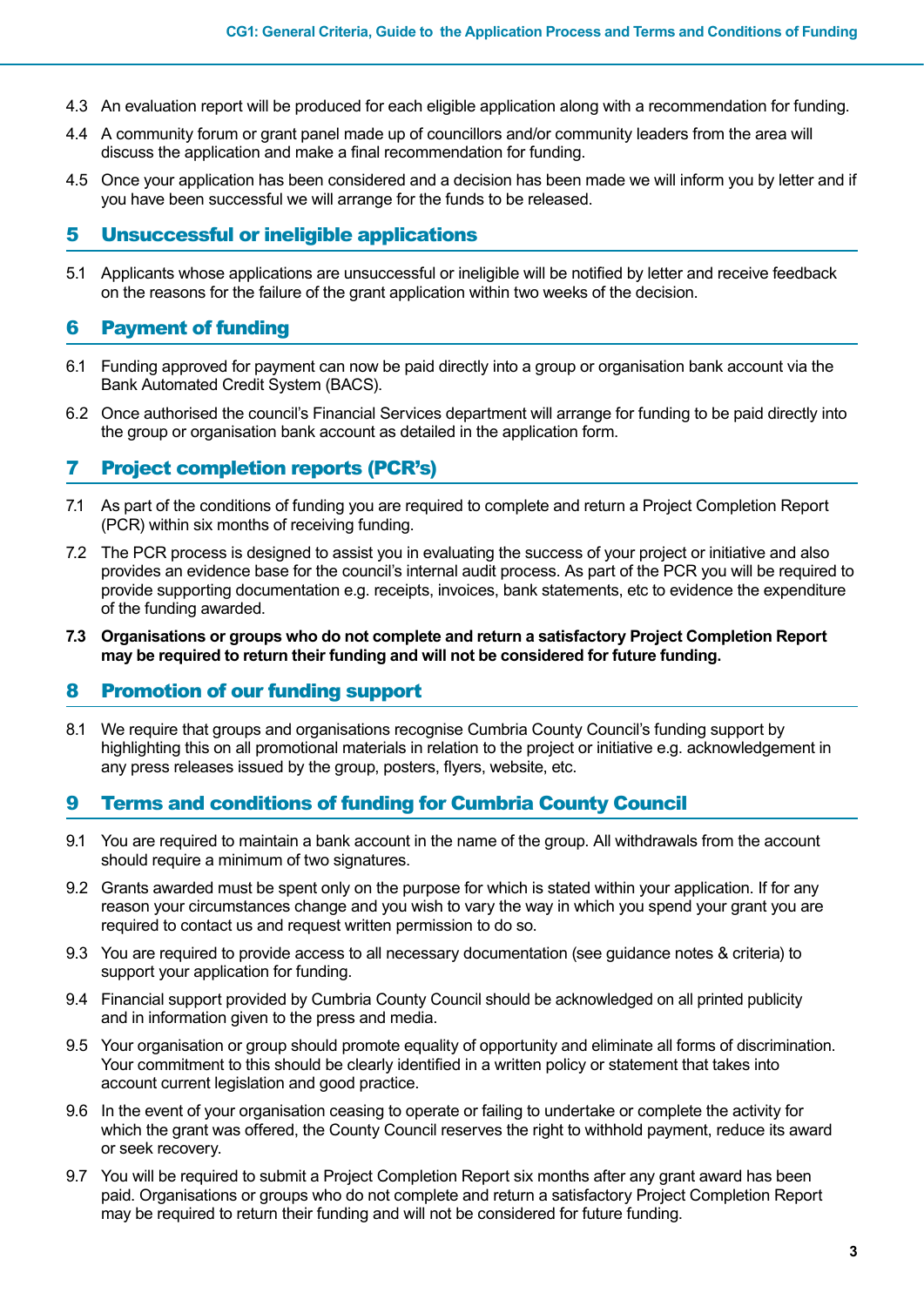4.3 An evaluation report will be produced for each eligible application along with a recommendation for funding.

4.4 A community forum or grant panel made up of councillors and/or community leaders from the area will discuss the application and make a final recommendation for funding.

4.5 Once your application has been considered and a decision has been made we will inform you by letter and if you have been successful we will arrange for the funds to be released.

## 5 Unsuccessful or ineligible applications

5.1 Applicants whose applications are unsuccessful or ineligible will be notified by letter and receive feedback on the reasons for the failure of the grant application within two weeks of the decision.

## 6 Payment of funding

6.1 Funding approved for payment can now be paid directly into a group or organisation bank account via the Bank Automated Credit System (BACS).

6.2 Once authorised the council's Financial Services department will arrange for funding to be paid directly into the group or organisation bank account as detailed in the application form.

## 7 Project completion reports (PCR's)

7.1 As part of the conditions of funding you are required to complete and return a Project Completion Report (PCR) within six months of receiving funding.

7.2 The PCR process is designed to assist you in evaluating the success of your project or initiative and also provides an evidence base for the council's internal audit process. As part of the PCR you will be required to provide supporting documentation e.g. receipts, invoices, bank statements, etc to evidence the expenditure of the funding awarded.

**7.3 Organisations or groups who do not complete and return a satisfactory Project Completion Report may be required to return their funding and will not be considered for future funding.**

## 8 Promotion of our funding support

8.1 We require that groups and organisations recognise Cumbria County Council's funding support by highlighting this on all promotional materials in relation to the project or initiative e.g. acknowledgement in any press releases issued by the group, posters, flyers, website, etc.

## 9 Terms and conditions of funding for Cumbria County Council

9.1 You are required to maintain a bank account in the name of the group. All withdrawals from the account should require a minimum of two signatures.

9.2 Grants awarded must be spent only on the purpose for which is stated within your application. If for any reason your circumstances change and you wish to vary the way in which you spend your grant you are required to contact us and request written permission to do so.

9.3 You are required to provide access to all necessary documentation (see guidance notes & criteria) to support your application for funding.

9.4 Financial support provided by Cumbria County Council should be acknowledged on all printed publicity and in information given to the press and media.

9.5 Your organisation or group should promote equality of opportunity and eliminate all forms of discrimination. Your commitment to this should be clearly identified in a written policy or statement that takes into account current legislation and good practice.

9.6 In the event of your organisation ceasing to operate or failing to undertake or complete the activity for which the grant was offered, the County Council reserves the right to withhold payment, reduce its award or seek recovery.

9.7 You will be required to submit a Project Completion Report six months after any grant award has been paid. Organisations or groups who do not complete and return a satisfactory Project Completion Report may be required to return their funding and will not be considered for future funding.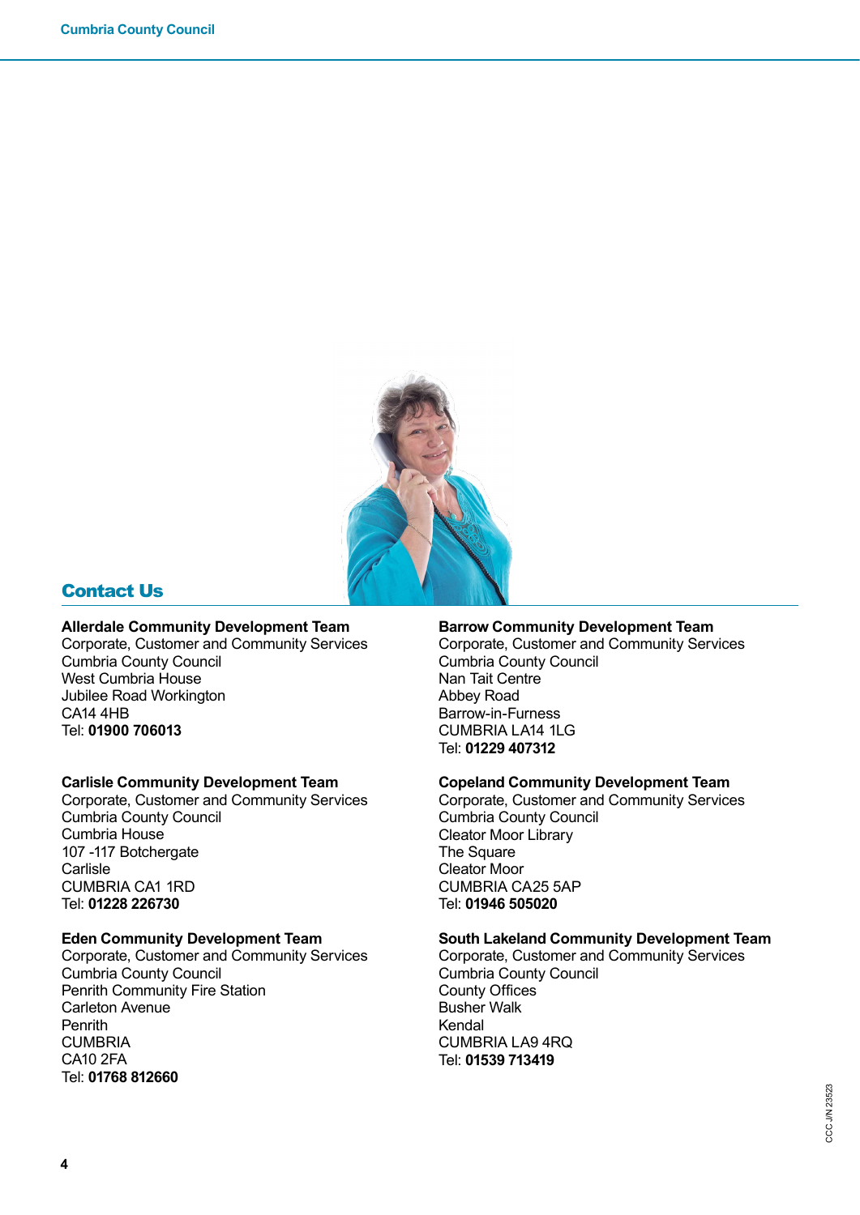## Contact Us

**Allerdale Community Development Team**
Corporate, Customer and Community Services
Cumbria County Council
West Cumbria House
Jubilee Road Workington
CA14 4HB
Tel: **01900 706013**

**Carlisle Community Development Team**
Corporate, Customer and Community Services
Cumbria County Council
Cumbria House
107 -117 Botchergate
Carlisle
CUMBRIA CA1 1RD
Tel: **01228 226730**

**Eden Community Development Team**
Corporate, Customer and Community Services
Cumbria County Council
Penrith Community Fire Station
Carleton Avenue
Penrith
CUMBRIA
CA10 2FA
Tel: **01768 812660**

**Barrow Community Development Team**
Corporate, Customer and Community Services
Cumbria County Council
Nan Tait Centre
Abbey Road
Barrow-in-Furness
CUMBRIA LA14 1LG
Tel: **01229 407312**

**Copeland Community Development Team**
Corporate, Customer and Community Services
Cumbria County Council
Cleator Moor Library
The Square
Cleator Moor
CUMBRIA CA25 5AP
Tel: **01946 505020**

**South Lakeland Community Development Team**
Corporate, Customer and Community Services
Cumbria County Council
County Offices
Busher Walk
Kendal
CUMBRIA LA9 4RQ
Tel: **01539 713419**

CCC JN 23523